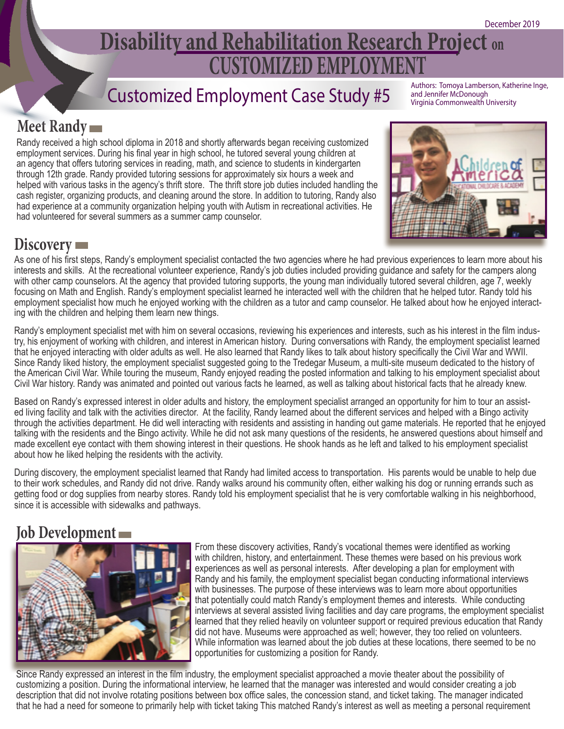December 2019

# Disability and Rehabilitation Research Project on CUSTOMIZED EMPLOYMENT

## Customized Employment Case Study #5

Authors: Tomoya Lamberson, Katherine Inge, and Jennifer McDonough
Virginia Commonwealth University

## Meet Randy

Randy received a high school diploma in 2018 and shortly afterwards began receiving customized employment services. During his final year in high school, he tutored several young children at an agency that offers tutoring services in reading, math, and science to students in kindergarten through 12th grade. Randy provided tutoring sessions for approximately six hours a week and helped with various tasks in the agency's thrift store. The thrift store job duties included handling the cash register, organizing products, and cleaning around the store. In addition to tutoring, Randy also had experience at a community organization helping youth with Autism in recreational activities. He had volunteered for several summers as a summer camp counselor.

## Discovery

As one of his first steps, Randy's employment specialist contacted the two agencies where he had previous experiences to learn more about his interests and skills. At the recreational volunteer experience, Randy's job duties included providing guidance and safety for the campers along with other camp counselors. At the agency that provided tutoring supports, the young man individually tutored several children, age 7, weekly focusing on Math and English. Randy's employment specialist learned he interacted well with the children that he helped tutor. Randy told his employment specialist how much he enjoyed working with the children as a tutor and camp counselor. He talked about how he enjoyed interacting with the children and helping them learn new things.

Randy's employment specialist met with him on several occasions, reviewing his experiences and interests, such as his interest in the film industry, his enjoyment of working with children, and interest in American history. During conversations with Randy, the employment specialist learned that he enjoyed interacting with older adults as well. He also learned that Randy likes to talk about history specifically the Civil War and WWII. Since Randy liked history, the employment specialist suggested going to the Tredegar Museum, a multi-site museum dedicated to the history of the American Civil War. While touring the museum, Randy enjoyed reading the posted information and talking to his employment specialist about Civil War history. Randy was animated and pointed out various facts he learned, as well as talking about historical facts that he already knew.

Based on Randy's expressed interest in older adults and history, the employment specialist arranged an opportunity for him to tour an assisted living facility and talk with the activities director. At the facility, Randy learned about the different services and helped with a Bingo activity through the activities department. He did well interacting with residents and assisting in handing out game materials. He reported that he enjoyed talking with the residents and the Bingo activity. While he did not ask many questions of the residents, he answered questions about himself and made excellent eye contact with them showing interest in their questions. He shook hands as he left and talked to his employment specialist about how he liked helping the residents with the activity.

During discovery, the employment specialist learned that Randy had limited access to transportation. His parents would be unable to help due to their work schedules, and Randy did not drive. Randy walks around his community often, either walking his dog or running errands such as getting food or dog supplies from nearby stores. Randy told his employment specialist that he is very comfortable walking in his neighborhood, since it is accessible with sidewalks and pathways.

## Job Development

From these discovery activities, Randy's vocational themes were identified as working with children, history, and entertainment. These themes were based on his previous work experiences as well as personal interests. After developing a plan for employment with Randy and his family, the employment specialist began conducting informational interviews with businesses. The purpose of these interviews was to learn more about opportunities that potentially could match Randy's employment themes and interests. While conducting interviews at several assisted living facilities and day care programs, the employment specialist learned that they relied heavily on volunteer support or required previous education that Randy did not have. Museums were approached as well; however, they too relied on volunteers. While information was learned about the job duties at these locations, there seemed to be no opportunities for customizing a position for Randy.

Since Randy expressed an interest in the film industry, the employment specialist approached a movie theater about the possibility of customizing a position. During the informational interview, he learned that the manager was interested and would consider creating a job description that did not involve rotating positions between box office sales, the concession stand, and ticket taking. The manager indicated that he had a need for someone to primarily help with ticket taking This matched Randy's interest as well as meeting a personal requirement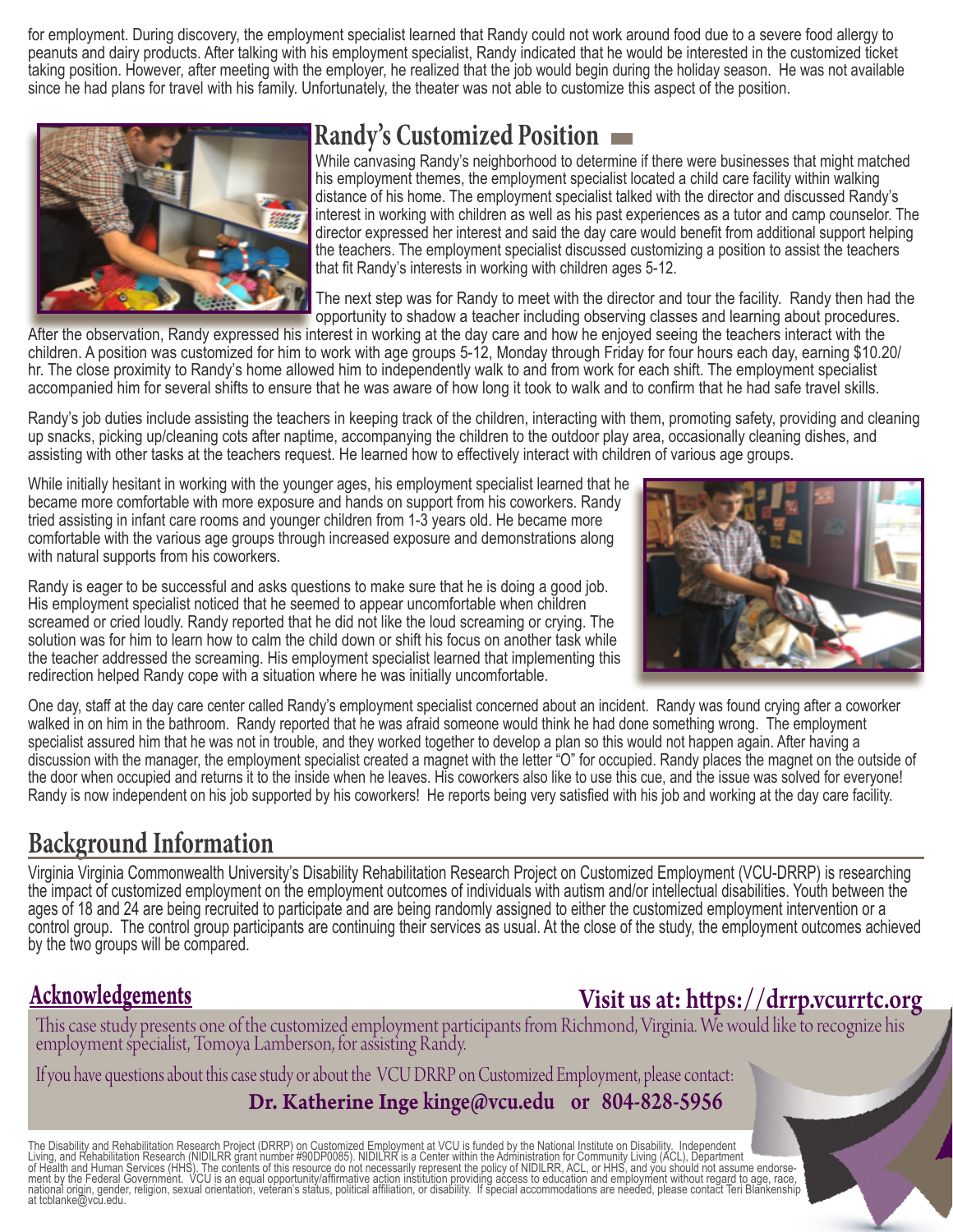for employment. During discovery, the employment specialist learned that Randy could not work around food due to a severe food allergy to peanuts and dairy products. After talking with his employment specialist, Randy indicated that he would be interested in the customized ticket taking position. However, after meeting with the employer, he realized that the job would begin during the holiday season. He was not available since he had plans for travel with his family. Unfortunately, the theater was not able to customize this aspect of the position.

## Randy's Customized Position

While canvasing Randy's neighborhood to determine if there were businesses that might matched his employment themes, the employment specialist located a child care facility within walking distance of his home. The employment specialist talked with the director and discussed Randy's interest in working with children as well as his past experiences as a tutor and camp counselor. The director expressed her interest and said the day care would benefit from additional support helping the teachers. The employment specialist discussed customizing a position to assist the teachers that fit Randy's interests in working with children ages 5-12.

The next step was for Randy to meet with the director and tour the facility. Randy then had the opportunity to shadow a teacher including observing classes and learning about procedures. After the observation, Randy expressed his interest in working at the day care and how he enjoyed seeing the teachers interact with the children. A position was customized for him to work with age groups 5-12, Monday through Friday for four hours each day, earning $10.20/hr. The close proximity to Randy's home allowed him to independently walk to and from work for each shift. The employment specialist accompanied him for several shifts to ensure that he was aware of how long it took to walk and to confirm that he had safe travel skills.

Randy's job duties include assisting the teachers in keeping track of the children, interacting with them, promoting safety, providing and cleaning up snacks, picking up/cleaning cots after naptime, accompanying the children to the outdoor play area, occasionally cleaning dishes, and assisting with other tasks at the teachers request. He learned how to effectively interact with children of various age groups.

While initially hesitant in working with the younger ages, his employment specialist learned that he became more comfortable with more exposure and hands on support from his coworkers. Randy tried assisting in infant care rooms and younger children from 1-3 years old. He became more comfortable with the various age groups through increased exposure and demonstrations along with natural supports from his coworkers.

Randy is eager to be successful and asks questions to make sure that he is doing a good job. His employment specialist noticed that he seemed to appear uncomfortable when children screamed or cried loudly. Randy reported that he did not like the loud screaming or crying. The solution was for him to learn how to calm the child down or shift his focus on another task while the teacher addressed the screaming. His employment specialist learned that implementing this redirection helped Randy cope with a situation where he was initially uncomfortable.

One day, staff at the day care center called Randy's employment specialist concerned about an incident. Randy was found crying after a coworker walked in on him in the bathroom. Randy reported that he was afraid someone would think he had done something wrong. The employment specialist assured him that he was not in trouble, and they worked together to develop a plan so this would not happen again. After having a discussion with the manager, the employment specialist created a magnet with the letter "O" for occupied. Randy places the magnet on the outside of the door when occupied and returns it to the inside when he leaves. His coworkers also like to use this cue, and the issue was solved for everyone! Randy is now independent on his job supported by his coworkers! He reports being very satisfied with his job and working at the day care facility.

## Background Information

Virginia Virginia Commonwealth University's Disability Rehabilitation Research Project on Customized Employment (VCU-DRRP) is researching the impact of customized employment on the employment outcomes of individuals with autism and/or intellectual disabilities. Youth between the ages of 18 and 24 are being recruited to participate and are being randomly assigned to either the customized employment intervention or a control group. The control group participants are continuing their services as usual. At the close of the study, the employment outcomes achieved by the two groups will be compared.

## Acknowledgements

**Visit us at: https://drrp.vcurrtc.org**

This case study presents one of the customized employment participants from Richmond, Virginia. We would like to recognize his employment specialist, Tomoya Lamberson, for assisting Randy.

If you have questions about this case study or about the VCU DRRP on Customized Employment, please contact:

**Dr. Katherine Inge kinge@vcu.edu or 804-828-5956**

The Disability and Rehabilitation Research Project (DRRP) on Customized Employment at VCU is funded by the National Institute on Disability, Independent Living, and Rehabilitation Research (NIDILRR grant number #90DP0085). NIDILRR is a Center within the Administration for Community Living (ACL), Department of Health and Human Services (HHS). The contents of this resource do not necessarily represent the policy of NIDILRR, ACL, or HHS, and you should not assume endorsement by the Federal Government. VCU is an equal opportunity/affirmative action institution providing access to education and employment without regard to age, race, national origin, gender, religion, sexual orientation, veteran's status, political affiliation, or disability. If special accommodations are needed, please contact Teri Blankenship at tcblanke@vcu.edu.